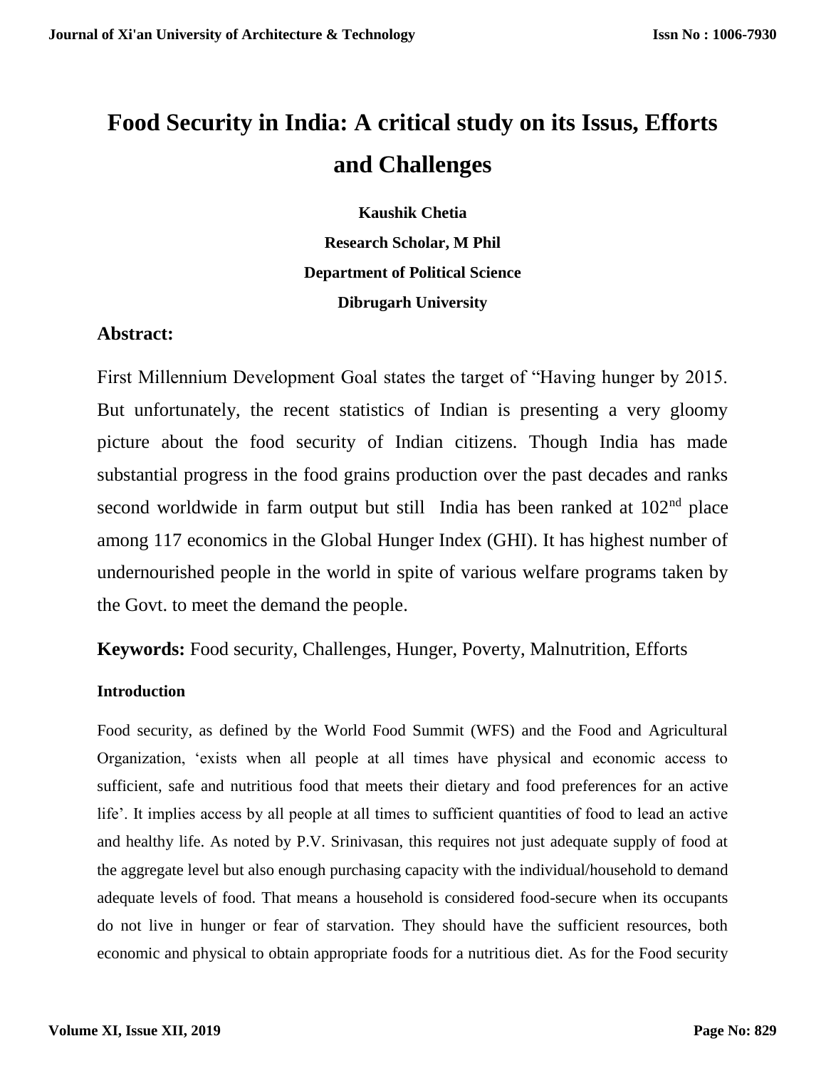# Food Security in India: A critical study on its Issus, Efforts and Challenges

**Kaushik Chetia**

**Research Scholar, M Phil**

**Department of Political Science**

**Dibrugarh University**

## Abstract:

First Millennium Development Goal states the target of "Having hunger by 2015. But unfortunately, the recent statistics of Indian is presenting a very gloomy picture about the food security of Indian citizens. Though India has made substantial progress in the food grains production over the past decades and ranks second worldwide in farm output but still India has been ranked at $102^{nd}$ place among 117 economics in the Global Hunger Index (GHI). It has highest number of undernourished people in the world in spite of various welfare programs taken by the Govt. to meet the demand the people.

**Keywords:** Food security, Challenges, Hunger, Poverty, Malnutrition, Efforts

### Introduction

Food security, as defined by the World Food Summit (WFS) and the Food and Agricultural Organization, 'exists when all people at all times have physical and economic access to sufficient, safe and nutritious food that meets their dietary and food preferences for an active life'. It implies access by all people at all times to sufficient quantities of food to lead an active and healthy life. As noted by P.V. Srinivasan, this requires not just adequate supply of food at the aggregate level but also enough purchasing capacity with the individual/household to demand adequate levels of food. That means a household is considered food-secure when its occupants do not live in hunger or fear of starvation. They should have the sufficient resources, both economic and physical to obtain appropriate foods for a nutritious diet. As for the Food security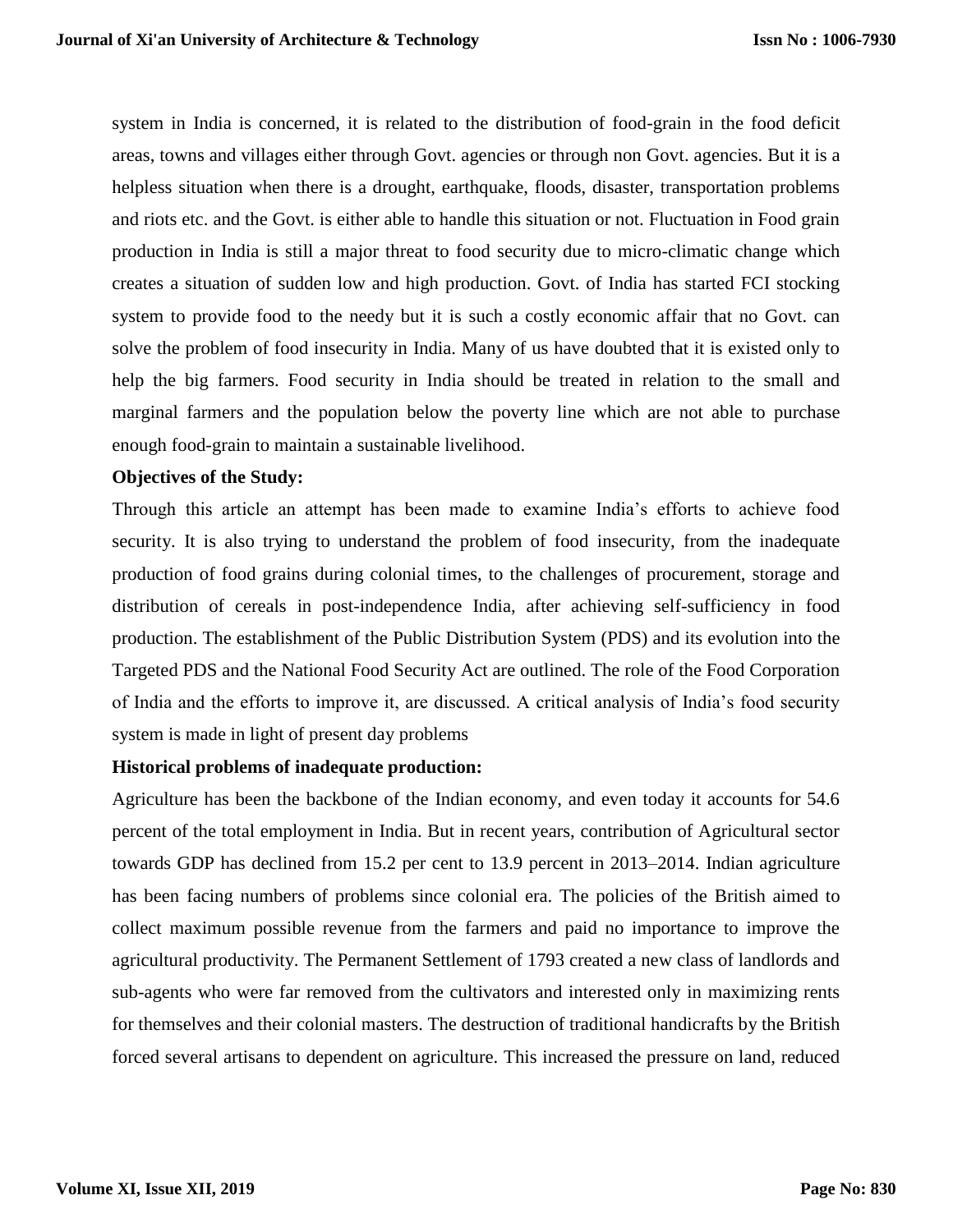system in India is concerned, it is related to the distribution of food-grain in the food deficit areas, towns and villages either through Govt. agencies or through non Govt. agencies. But it is a helpless situation when there is a drought, earthquake, floods, disaster, transportation problems and riots etc. and the Govt. is either able to handle this situation or not. Fluctuation in Food grain production in India is still a major threat to food security due to micro-climatic change which creates a situation of sudden low and high production. Govt. of India has started FCI stocking system to provide food to the needy but it is such a costly economic affair that no Govt. can solve the problem of food insecurity in India. Many of us have doubted that it is existed only to help the big farmers. Food security in India should be treated in relation to the small and marginal farmers and the population below the poverty line which are not able to purchase enough food-grain to maintain a sustainable livelihood.

**Objectives of the Study:**

Through this article an attempt has been made to examine India's efforts to achieve food security. It is also trying to understand the problem of food insecurity, from the inadequate production of food grains during colonial times, to the challenges of procurement, storage and distribution of cereals in post-independence India, after achieving self-sufficiency in food production. The establishment of the Public Distribution System (PDS) and its evolution into the Targeted PDS and the National Food Security Act are outlined. The role of the Food Corporation of India and the efforts to improve it, are discussed. A critical analysis of India's food security system is made in light of present day problems

**Historical problems of inadequate production:**

Agriculture has been the backbone of the Indian economy, and even today it accounts for 54.6 percent of the total employment in India. But in recent years, contribution of Agricultural sector towards GDP has declined from 15.2 per cent to 13.9 percent in 2013–2014. Indian agriculture has been facing numbers of problems since colonial era. The policies of the British aimed to collect maximum possible revenue from the farmers and paid no importance to improve the agricultural productivity. The Permanent Settlement of 1793 created a new class of landlords and sub-agents who were far removed from the cultivators and interested only in maximizing rents for themselves and their colonial masters. The destruction of traditional handicrafts by the British forced several artisans to dependent on agriculture. This increased the pressure on land, reduced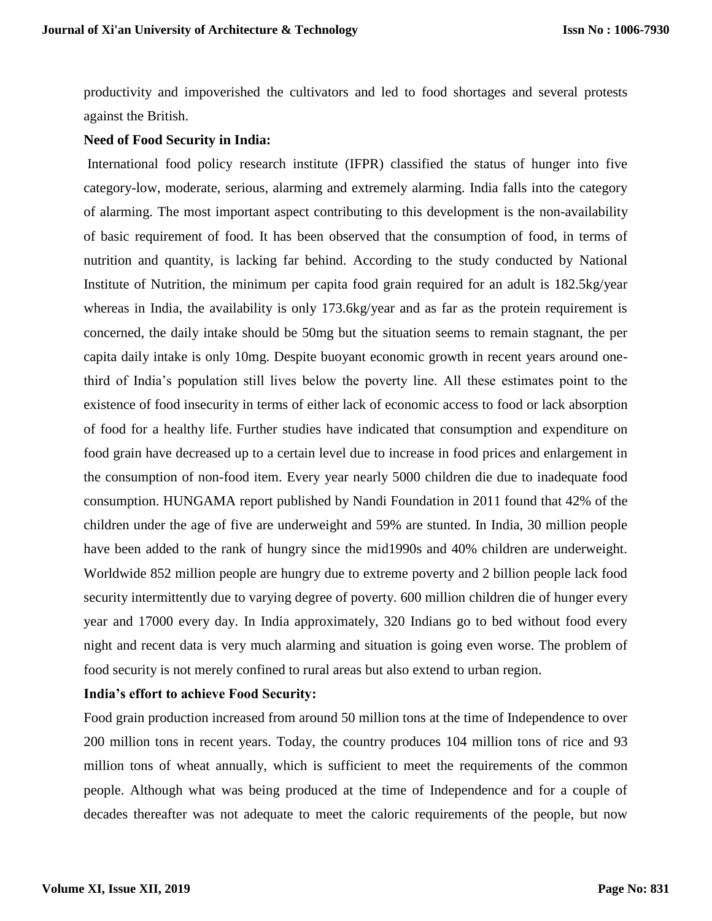productivity and impoverished the cultivators and led to food shortages and several protests against the British.

**Need of Food Security in India:**

International food policy research institute (IFPR) classified the status of hunger into five category-low, moderate, serious, alarming and extremely alarming. India falls into the category of alarming. The most important aspect contributing to this development is the non-availability of basic requirement of food. It has been observed that the consumption of food, in terms of nutrition and quantity, is lacking far behind. According to the study conducted by National Institute of Nutrition, the minimum per capita food grain required for an adult is 182.5kg/year whereas in India, the availability is only 173.6kg/year and as far as the protein requirement is concerned, the daily intake should be 50mg but the situation seems to remain stagnant, the per capita daily intake is only 10mg. Despite buoyant economic growth in recent years around one-third of India's population still lives below the poverty line. All these estimates point to the existence of food insecurity in terms of either lack of economic access to food or lack absorption of food for a healthy life. Further studies have indicated that consumption and expenditure on food grain have decreased up to a certain level due to increase in food prices and enlargement in the consumption of non-food item. Every year nearly 5000 children die due to inadequate food consumption. HUNGAMA report published by Nandi Foundation in 2011 found that 42% of the children under the age of five are underweight and 59% are stunted. In India, 30 million people have been added to the rank of hungry since the mid1990s and 40% children are underweight. Worldwide 852 million people are hungry due to extreme poverty and 2 billion people lack food security intermittently due to varying degree of poverty. 600 million children die of hunger every year and 17000 every day. In India approximately, 320 Indians go to bed without food every night and recent data is very much alarming and situation is going even worse. The problem of food security is not merely confined to rural areas but also extend to urban region.

**India's effort to achieve Food Security:**

Food grain production increased from around 50 million tons at the time of Independence to over 200 million tons in recent years. Today, the country produces 104 million tons of rice and 93 million tons of wheat annually, which is sufficient to meet the requirements of the common people. Although what was being produced at the time of Independence and for a couple of decades thereafter was not adequate to meet the caloric requirements of the people, but now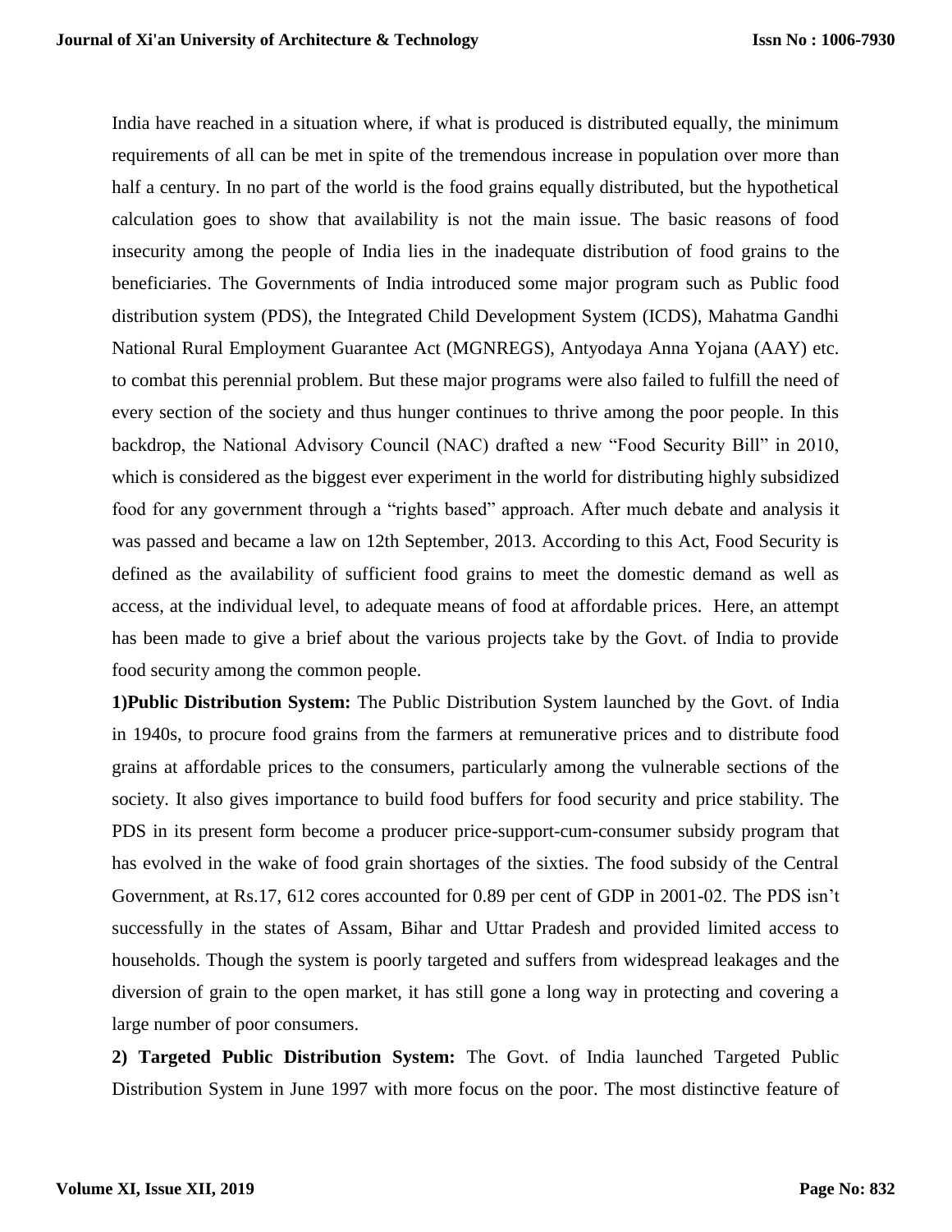India have reached in a situation where, if what is produced is distributed equally, the minimum requirements of all can be met in spite of the tremendous increase in population over more than half a century. In no part of the world is the food grains equally distributed, but the hypothetical calculation goes to show that availability is not the main issue. The basic reasons of food insecurity among the people of India lies in the inadequate distribution of food grains to the beneficiaries. The Governments of India introduced some major program such as Public food distribution system (PDS), the Integrated Child Development System (ICDS), Mahatma Gandhi National Rural Employment Guarantee Act (MGNREGS), Antyodaya Anna Yojana (AAY) etc. to combat this perennial problem. But these major programs were also failed to fulfill the need of every section of the society and thus hunger continues to thrive among the poor people. In this backdrop, the National Advisory Council (NAC) drafted a new "Food Security Bill" in 2010, which is considered as the biggest ever experiment in the world for distributing highly subsidized food for any government through a "rights based" approach. After much debate and analysis it was passed and became a law on 12th September, 2013. According to this Act, Food Security is defined as the availability of sufficient food grains to meet the domestic demand as well as access, at the individual level, to adequate means of food at affordable prices. Here, an attempt has been made to give a brief about the various projects take by the Govt. of India to provide food security among the common people.

**1)Public Distribution System:** The Public Distribution System launched by the Govt. of India in 1940s, to procure food grains from the farmers at remunerative prices and to distribute food grains at affordable prices to the consumers, particularly among the vulnerable sections of the society. It also gives importance to build food buffers for food security and price stability. The PDS in its present form become a producer price-support-cum-consumer subsidy program that has evolved in the wake of food grain shortages of the sixties. The food subsidy of the Central Government, at Rs.17, 612 cores accounted for 0.89 per cent of GDP in 2001-02. The PDS isn't successfully in the states of Assam, Bihar and Uttar Pradesh and provided limited access to households. Though the system is poorly targeted and suffers from widespread leakages and the diversion of grain to the open market, it has still gone a long way in protecting and covering a large number of poor consumers.

**2) Targeted Public Distribution System:** The Govt. of India launched Targeted Public Distribution System in June 1997 with more focus on the poor. The most distinctive feature of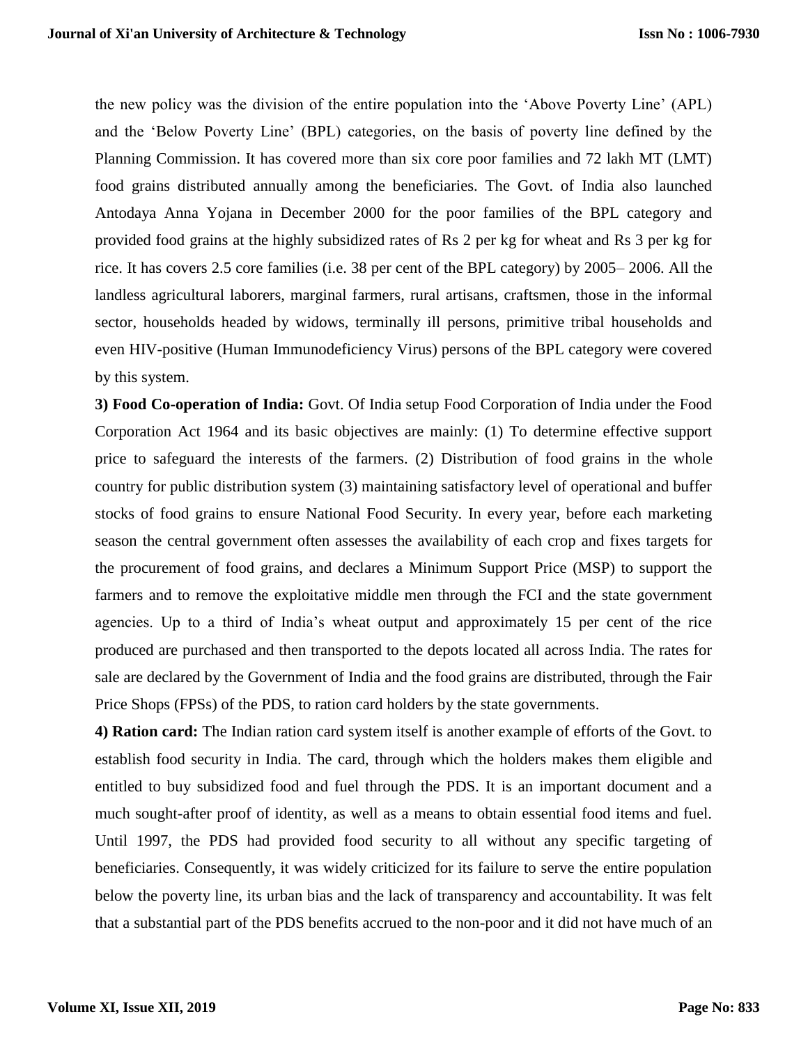the new policy was the division of the entire population into the 'Above Poverty Line' (APL) and the 'Below Poverty Line' (BPL) categories, on the basis of poverty line defined by the Planning Commission. It has covered more than six core poor families and 72 lakh MT (LMT) food grains distributed annually among the beneficiaries. The Govt. of India also launched Antodaya Anna Yojana in December 2000 for the poor families of the BPL category and provided food grains at the highly subsidized rates of Rs 2 per kg for wheat and Rs 3 per kg for rice. It has covers 2.5 core families (i.e. 38 per cent of the BPL category) by 2005– 2006. All the landless agricultural laborers, marginal farmers, rural artisans, craftsmen, those in the informal sector, households headed by widows, terminally ill persons, primitive tribal households and even HIV-positive (Human Immunodeficiency Virus) persons of the BPL category were covered by this system.

**3) Food Co-operation of India:** Govt. Of India setup Food Corporation of India under the Food Corporation Act 1964 and its basic objectives are mainly: (1) To determine effective support price to safeguard the interests of the farmers. (2) Distribution of food grains in the whole country for public distribution system (3) maintaining satisfactory level of operational and buffer stocks of food grains to ensure National Food Security. In every year, before each marketing season the central government often assesses the availability of each crop and fixes targets for the procurement of food grains, and declares a Minimum Support Price (MSP) to support the farmers and to remove the exploitative middle men through the FCI and the state government agencies. Up to a third of India's wheat output and approximately 15 per cent of the rice produced are purchased and then transported to the depots located all across India. The rates for sale are declared by the Government of India and the food grains are distributed, through the Fair Price Shops (FPSs) of the PDS, to ration card holders by the state governments.

**4) Ration card:** The Indian ration card system itself is another example of efforts of the Govt. to establish food security in India. The card, through which the holders makes them eligible and entitled to buy subsidized food and fuel through the PDS. It is an important document and a much sought-after proof of identity, as well as a means to obtain essential food items and fuel. Until 1997, the PDS had provided food security to all without any specific targeting of beneficiaries. Consequently, it was widely criticized for its failure to serve the entire population below the poverty line, its urban bias and the lack of transparency and accountability. It was felt that a substantial part of the PDS benefits accrued to the non-poor and it did not have much of an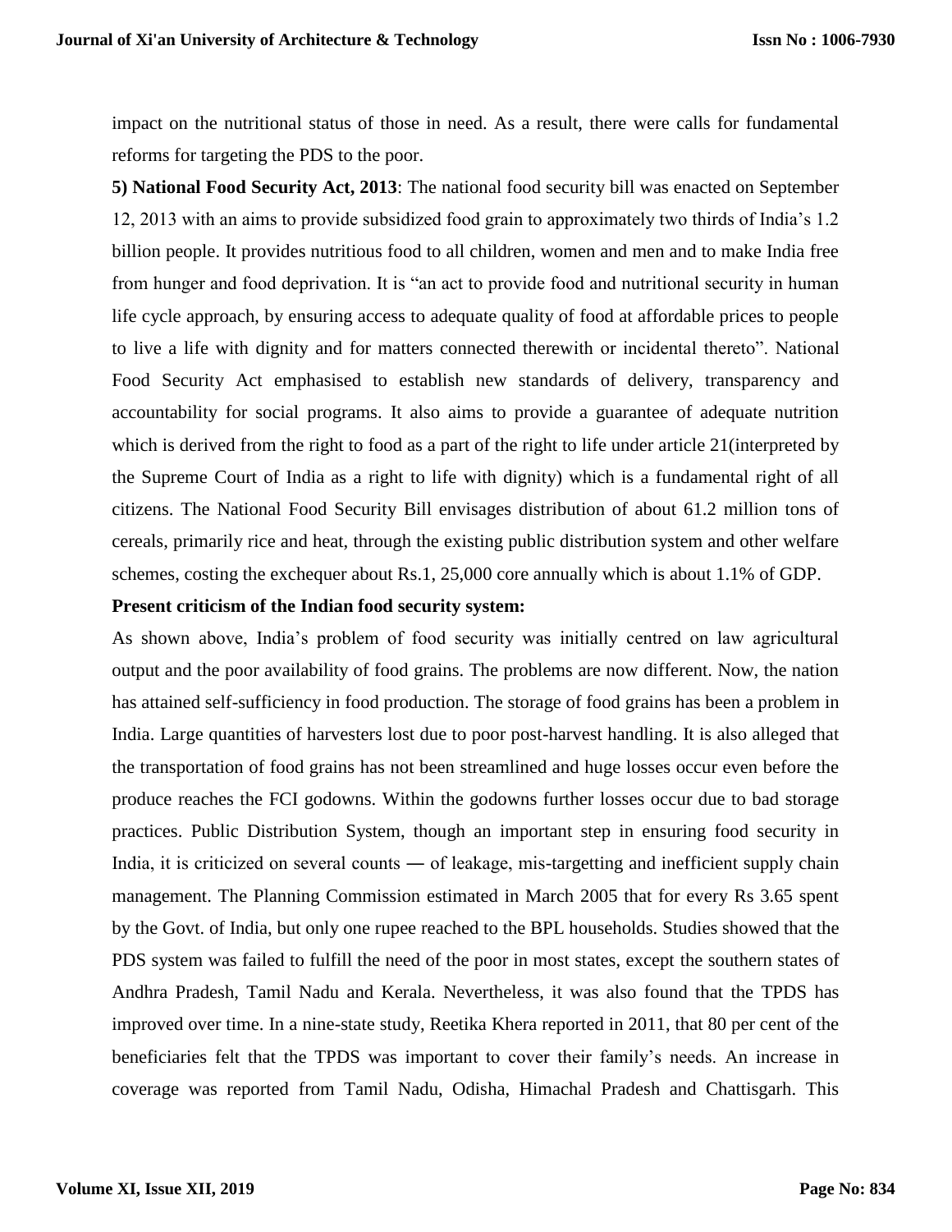impact on the nutritional status of those in need. As a result, there were calls for fundamental reforms for targeting the PDS to the poor.

**5) National Food Security Act, 2013**: The national food security bill was enacted on September 12, 2013 with an aims to provide subsidized food grain to approximately two thirds of India's 1.2 billion people. It provides nutritious food to all children, women and men and to make India free from hunger and food deprivation. It is "an act to provide food and nutritional security in human life cycle approach, by ensuring access to adequate quality of food at affordable prices to people to live a life with dignity and for matters connected therewith or incidental thereto". National Food Security Act emphasised to establish new standards of delivery, transparency and accountability for social programs. It also aims to provide a guarantee of adequate nutrition which is derived from the right to food as a part of the right to life under article 21(interpreted by the Supreme Court of India as a right to life with dignity) which is a fundamental right of all citizens. The National Food Security Bill envisages distribution of about 61.2 million tons of cereals, primarily rice and heat, through the existing public distribution system and other welfare schemes, costing the exchequer about Rs.1, 25,000 core annually which is about 1.1% of GDP.

**Present criticism of the Indian food security system:**

As shown above, India's problem of food security was initially centred on law agricultural output and the poor availability of food grains. The problems are now different. Now, the nation has attained self-sufficiency in food production. The storage of food grains has been a problem in India. Large quantities of harvesters lost due to poor post-harvest handling. It is also alleged that the transportation of food grains has not been streamlined and huge losses occur even before the produce reaches the FCI godowns. Within the godowns further losses occur due to bad storage practices. Public Distribution System, though an important step in ensuring food security in India, it is criticized on several counts ― of leakage, mis-targetting and inefficient supply chain management. The Planning Commission estimated in March 2005 that for every Rs 3.65 spent by the Govt. of India, but only one rupee reached to the BPL households. Studies showed that the PDS system was failed to fulfill the need of the poor in most states, except the southern states of Andhra Pradesh, Tamil Nadu and Kerala. Nevertheless, it was also found that the TPDS has improved over time. In a nine-state study, Reetika Khera reported in 2011, that 80 per cent of the beneficiaries felt that the TPDS was important to cover their family's needs. An increase in coverage was reported from Tamil Nadu, Odisha, Himachal Pradesh and Chattisgarh. This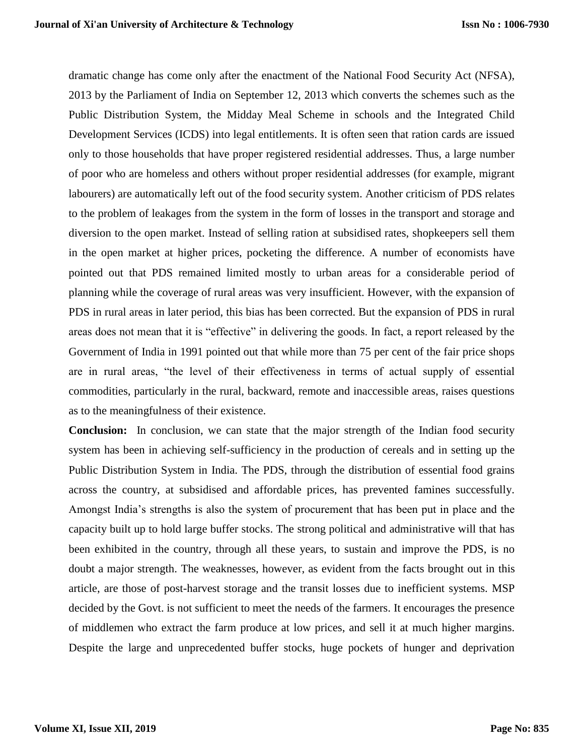dramatic change has come only after the enactment of the National Food Security Act (NFSA), 2013 by the Parliament of India on September 12, 2013 which converts the schemes such as the Public Distribution System, the Midday Meal Scheme in schools and the Integrated Child Development Services (ICDS) into legal entitlements. It is often seen that ration cards are issued only to those households that have proper registered residential addresses. Thus, a large number of poor who are homeless and others without proper residential addresses (for example, migrant labourers) are automatically left out of the food security system. Another criticism of PDS relates to the problem of leakages from the system in the form of losses in the transport and storage and diversion to the open market. Instead of selling ration at subsidised rates, shopkeepers sell them in the open market at higher prices, pocketing the difference. A number of economists have pointed out that PDS remained limited mostly to urban areas for a considerable period of planning while the coverage of rural areas was very insufficient. However, with the expansion of PDS in rural areas in later period, this bias has been corrected. But the expansion of PDS in rural areas does not mean that it is "effective" in delivering the goods. In fact, a report released by the Government of India in 1991 pointed out that while more than 75 per cent of the fair price shops are in rural areas, "the level of their effectiveness in terms of actual supply of essential commodities, particularly in the rural, backward, remote and inaccessible areas, raises questions as to the meaningfulness of their existence.

**Conclusion:** In conclusion, we can state that the major strength of the Indian food security system has been in achieving self-sufficiency in the production of cereals and in setting up the Public Distribution System in India. The PDS, through the distribution of essential food grains across the country, at subsidised and affordable prices, has prevented famines successfully. Amongst India's strengths is also the system of procurement that has been put in place and the capacity built up to hold large buffer stocks. The strong political and administrative will that has been exhibited in the country, through all these years, to sustain and improve the PDS, is no doubt a major strength. The weaknesses, however, as evident from the facts brought out in this article, are those of post-harvest storage and the transit losses due to inefficient systems. MSP decided by the Govt. is not sufficient to meet the needs of the farmers. It encourages the presence of middlemen who extract the farm produce at low prices, and sell it at much higher margins. Despite the large and unprecedented buffer stocks, huge pockets of hunger and deprivation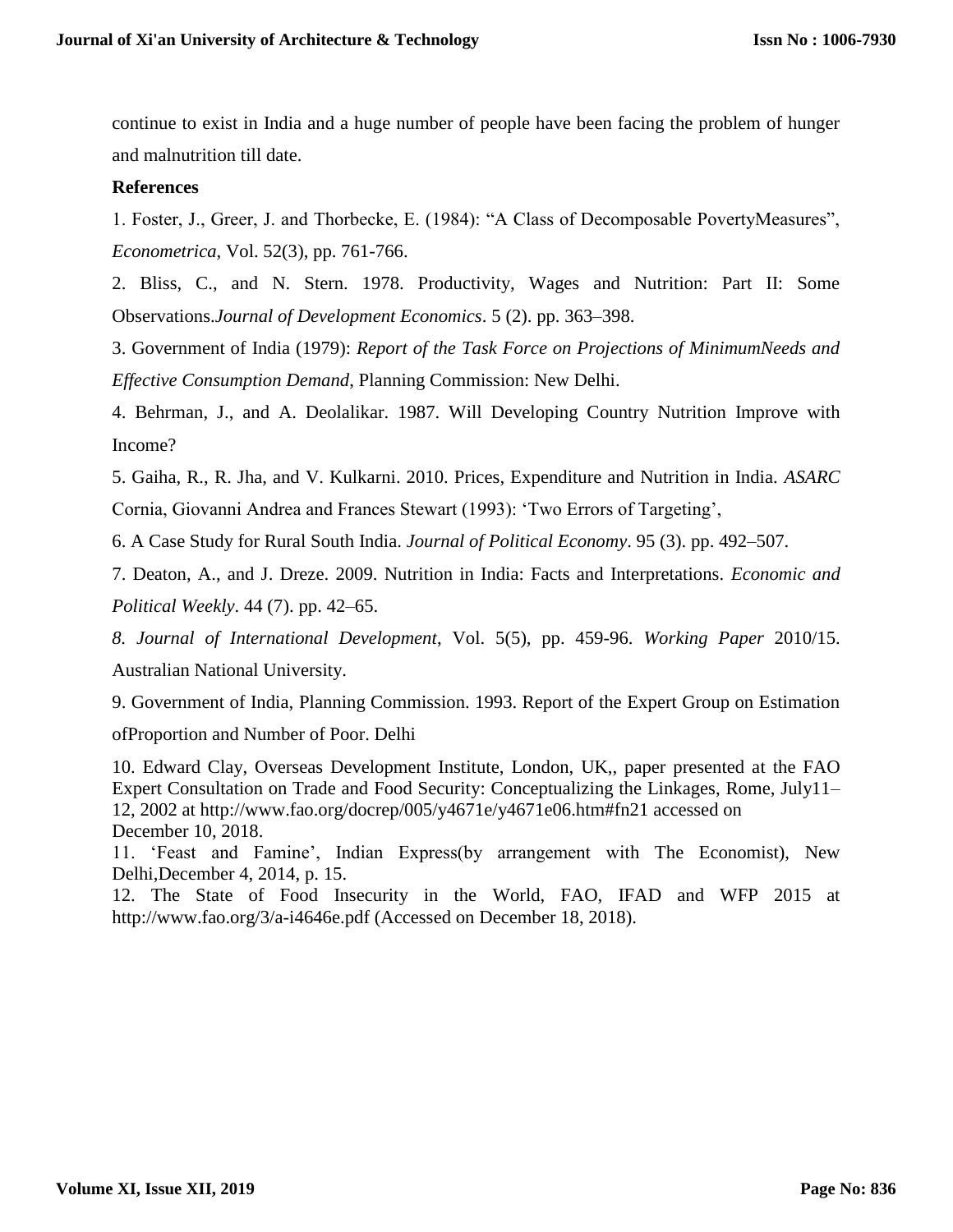continue to exist in India and a huge number of people have been facing the problem of hunger and malnutrition till date.

**References**

1. Foster, J., Greer, J. and Thorbecke, E. (1984): "A Class of Decomposable PovertyMeasures", *Econometrica*, Vol. 52(3), pp. 761-766.

2. Bliss, C., and N. Stern. 1978. Productivity, Wages and Nutrition: Part II: Some Observations.*Journal of Development Economics*. 5 (2). pp. 363–398.

3. Government of India (1979): *Report of the Task Force on Projections of MinimumNeeds and Effective Consumption Demand*, Planning Commission: New Delhi.

4. Behrman, J., and A. Deolalikar. 1987. Will Developing Country Nutrition Improve with Income?

5. Gaiha, R., R. Jha, and V. Kulkarni. 2010. Prices, Expenditure and Nutrition in India. *ASARC* Cornia, Giovanni Andrea and Frances Stewart (1993): 'Two Errors of Targeting',

6. A Case Study for Rural South India. *Journal of Political Economy*. 95 (3). pp. 492–507.

7. Deaton, A., and J. Dreze. 2009. Nutrition in India: Facts and Interpretations. *Economic and Political Weekly*. 44 (7). pp. 42–65.

*8. Journal of International Development*, Vol. 5(5), pp. 459-96. *Working Paper* 2010/15. Australian National University.

9. Government of India, Planning Commission. 1993. Report of the Expert Group on Estimation ofProportion and Number of Poor. Delhi

10. Edward Clay, Overseas Development Institute, London, UK,, paper presented at the FAO Expert Consultation on Trade and Food Security: Conceptualizing the Linkages, Rome, July11–12, 2002 at http://www.fao.org/docrep/005/y4671e/y4671e06.htm#fn21 accessed on December 10, 2018.

11. 'Feast and Famine', Indian Express(by arrangement with The Economist), New Delhi,December 4, 2014, p. 15.

12. The State of Food Insecurity in the World, FAO, IFAD and WFP 2015 at http://www.fao.org/3/a-i4646e.pdf (Accessed on December 18, 2018).